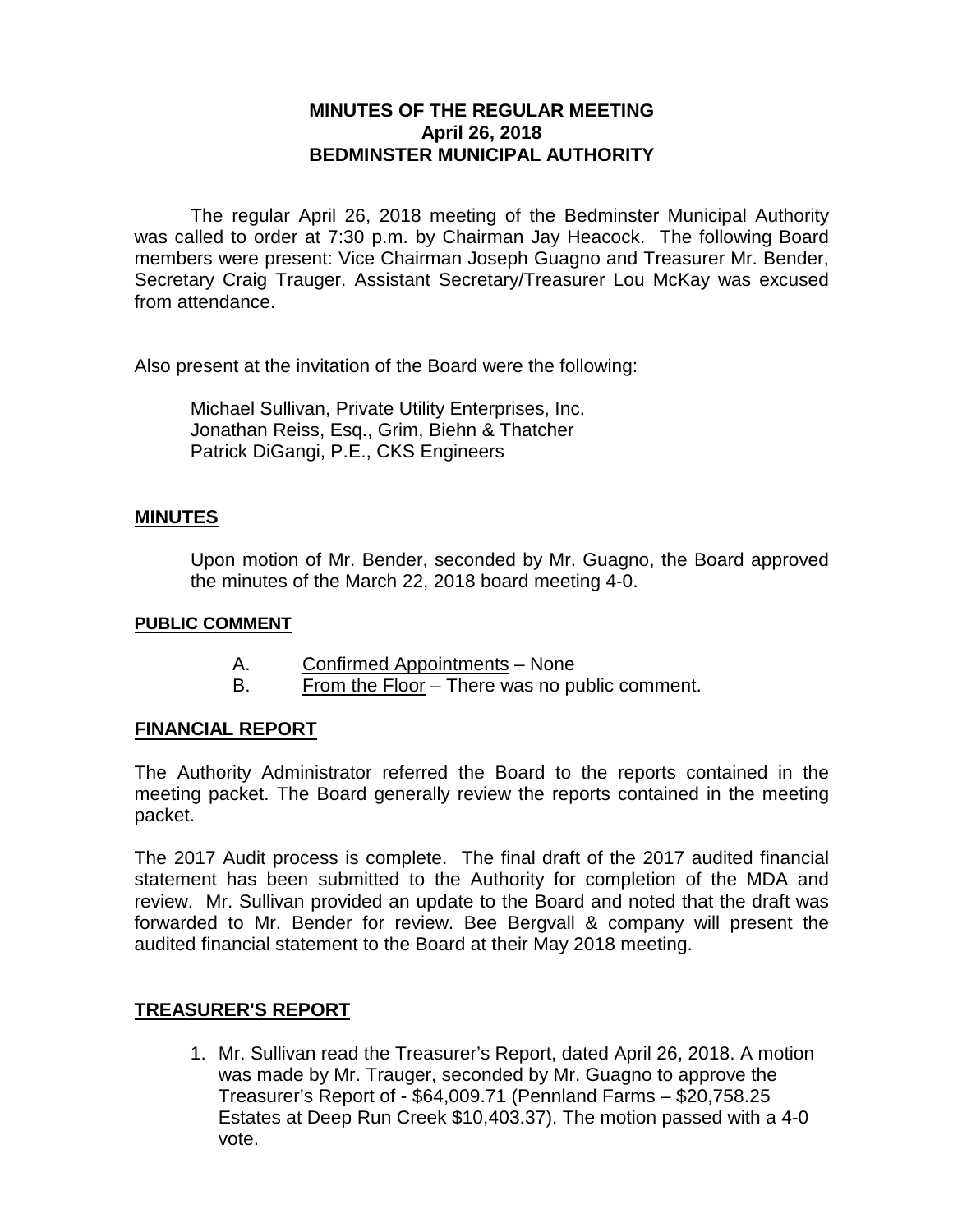**MINUTES OF THE REGULAR MEETING**
**April 26, 2018**
**BEDMINSTER MUNICIPAL AUTHORITY**

The regular April 26, 2018 meeting of the Bedminster Municipal Authority was called to order at 7:30 p.m. by Chairman Jay Heacock. The following Board members were present: Vice Chairman Joseph Guagno and Treasurer Mr. Bender, Secretary Craig Trauger. Assistant Secretary/Treasurer Lou McKay was excused from attendance.

Also present at the invitation of the Board were the following:

Michael Sullivan, Private Utility Enterprises, Inc.
Jonathan Reiss, Esq., Grim, Biehn & Thatcher
Patrick DiGangi, P.E., CKS Engineers

## MINUTES

Upon motion of Mr. Bender, seconded by Mr. Guagno, the Board approved the minutes of the March 22, 2018 board meeting 4-0.

### PUBLIC COMMENT

A. Confirmed Appointments – None
B. From the Floor – There was no public comment.

## FINANCIAL REPORT

The Authority Administrator referred the Board to the reports contained in the meeting packet. The Board generally review the reports contained in the meeting packet.

The 2017 Audit process is complete. The final draft of the 2017 audited financial statement has been submitted to the Authority for completion of the MDA and review. Mr. Sullivan provided an update to the Board and noted that the draft was forwarded to Mr. Bender for review. Bee Bergvall & company will present the audited financial statement to the Board at their May 2018 meeting.

## TREASURER'S REPORT

1. Mr. Sullivan read the Treasurer's Report, dated April 26, 2018. A motion was made by Mr. Trauger, seconded by Mr. Guagno to approve the Treasurer's Report of - $64,009.71 (Pennland Farms – $20,758.25 Estates at Deep Run Creek $10,403.37). The motion passed with a 4-0 vote.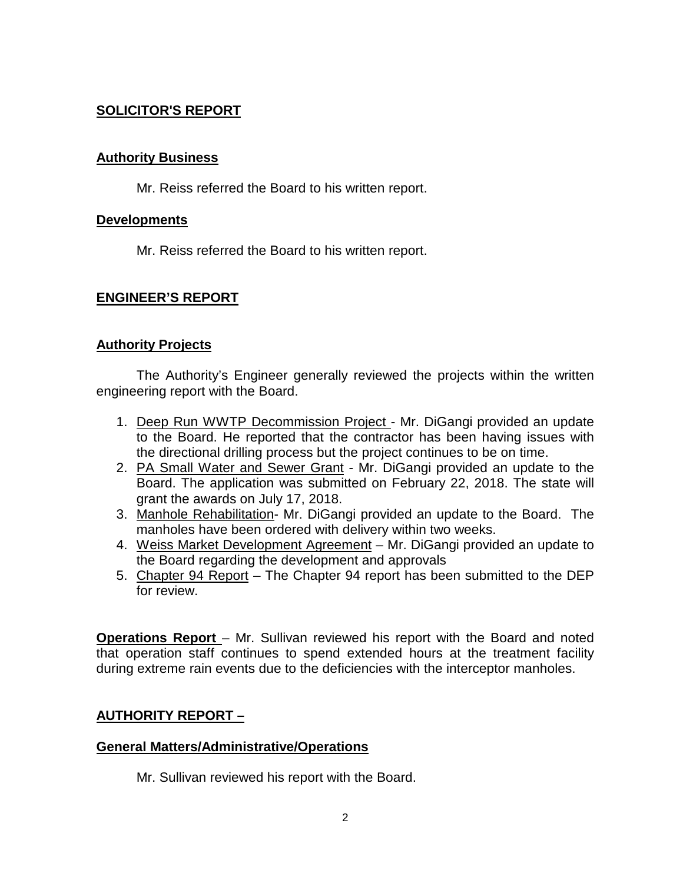## SOLICITOR'S REPORT

### Authority Business

Mr. Reiss referred the Board to his written report.

### Developments

Mr. Reiss referred the Board to his written report.

## ENGINEER'S REPORT

### Authority Projects

The Authority's Engineer generally reviewed the projects within the written engineering report with the Board.

1. Deep Run WWTP Decommission Project - Mr. DiGangi provided an update to the Board. He reported that the contractor has been having issues with the directional drilling process but the project continues to be on time.
2. PA Small Water and Sewer Grant - Mr. DiGangi provided an update to the Board. The application was submitted on February 22, 2018. The state will grant the awards on July 17, 2018.
3. Manhole Rehabilitation- Mr. DiGangi provided an update to the Board. The manholes have been ordered with delivery within two weeks.
4. Weiss Market Development Agreement – Mr. DiGangi provided an update to the Board regarding the development and approvals
5. Chapter 94 Report – The Chapter 94 report has been submitted to the DEP for review.

**Operations Report** – Mr. Sullivan reviewed his report with the Board and noted that operation staff continues to spend extended hours at the treatment facility during extreme rain events due to the deficiencies with the interceptor manholes.

## AUTHORITY REPORT –

### General Matters/Administrative/Operations

Mr. Sullivan reviewed his report with the Board.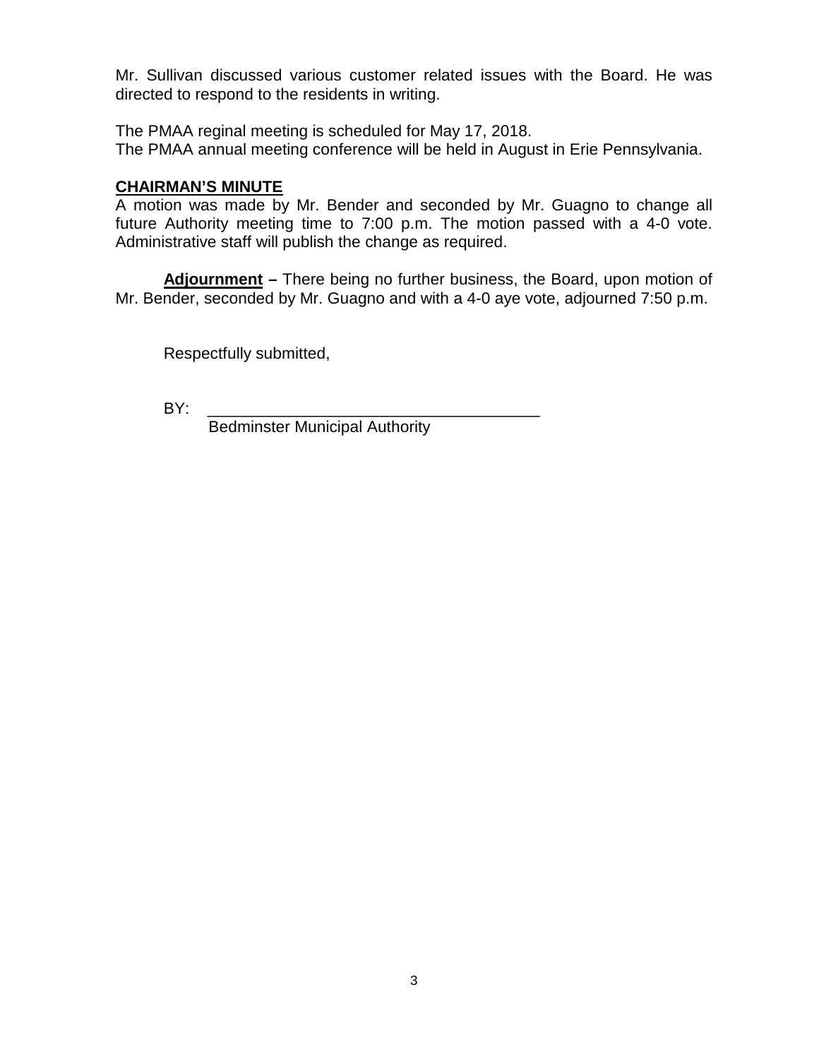Mr. Sullivan discussed various customer related issues with the Board. He was directed to respond to the residents in writing.

The PMAA reginal meeting is scheduled for May 17, 2018.
The PMAA annual meeting conference will be held in August in Erie Pennsylvania.

**CHAIRMAN'S MINUTE**

A motion was made by Mr. Bender and seconded by Mr. Guagno to change all future Authority meeting time to 7:00 p.m. The motion passed with a 4-0 vote. Administrative staff will publish the change as required.

**Adjournment –** There being no further business, the Board, upon motion of Mr. Bender, seconded by Mr. Guagno and with a 4-0 aye vote, adjourned 7:50 p.m.

Respectfully submitted,

BY: ______________________________________
Bedminster Municipal Authority